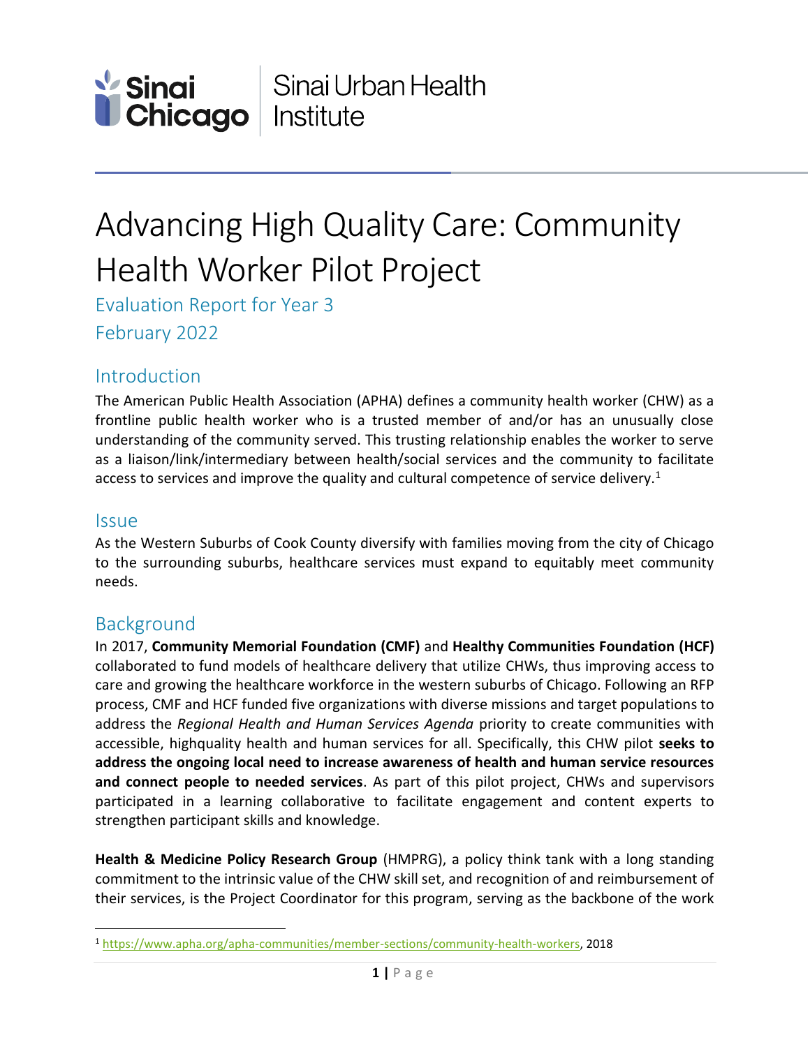Sinai Chicago | Sinai Urban Health Institute

# Advancing High Quality Care: Community Health Worker Pilot Project

Evaluation Report for Year 3

February 2022

## Introduction

The American Public Health Association (APHA) defines a community health worker (CHW) as a frontline public health worker who is a trusted member of and/or has an unusually close understanding of the community served. This trusting relationship enables the worker to serve as a liaison/link/intermediary between health/social services and the community to facilitate access to services and improve the quality and cultural competence of service delivery.[1]

## Issue

As the Western Suburbs of Cook County diversify with families moving from the city of Chicago to the surrounding suburbs, healthcare services must expand to equitably meet community needs.

## Background

In 2017, **Community Memorial Foundation (CMF)** and **Healthy Communities Foundation (HCF)** collaborated to fund models of healthcare delivery that utilize CHWs, thus improving access to care and growing the healthcare workforce in the western suburbs of Chicago. Following an RFP process, CMF and HCF funded five organizations with diverse missions and target populations to address the *Regional Health and Human Services Agenda* priority to create communities with accessible, highquality health and human services for all. Specifically, this CHW pilot **seeks to address the ongoing local need to increase awareness of health and human service resources and connect people to needed services**. As part of this pilot project, CHWs and supervisors participated in a learning collaborative to facilitate engagement and content experts to strengthen participant skills and knowledge.

**Health & Medicine Policy Research Group** (HMPRG), a policy think tank with a long standing commitment to the intrinsic value of the CHW skill set, and recognition of and reimbursement of their services, is the Project Coordinator for this program, serving as the backbone of the work

[1] https://www.apha.org/apha-communities/member-sections/community-health-workers, 2018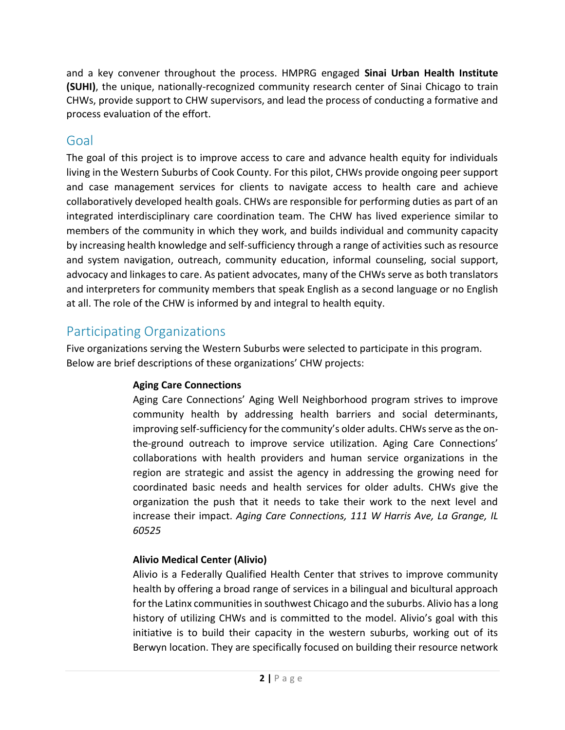and a key convener throughout the process. HMPRG engaged **Sinai Urban Health Institute (SUHI)**, the unique, nationally-recognized community research center of Sinai Chicago to train CHWs, provide support to CHW supervisors, and lead the process of conducting a formative and process evaluation of the effort.

## Goal

The goal of this project is to improve access to care and advance health equity for individuals living in the Western Suburbs of Cook County. For this pilot, CHWs provide ongoing peer support and case management services for clients to navigate access to health care and achieve collaboratively developed health goals. CHWs are responsible for performing duties as part of an integrated interdisciplinary care coordination team. The CHW has lived experience similar to members of the community in which they work, and builds individual and community capacity by increasing health knowledge and self-sufficiency through a range of activities such as resource and system navigation, outreach, community education, informal counseling, social support, advocacy and linkages to care. As patient advocates, many of the CHWs serve as both translators and interpreters for community members that speak English as a second language or no English at all. The role of the CHW is informed by and integral to health equity.

## Participating Organizations

Five organizations serving the Western Suburbs were selected to participate in this program. Below are brief descriptions of these organizations' CHW projects:

**Aging Care Connections**

Aging Care Connections' Aging Well Neighborhood program strives to improve community health by addressing health barriers and social determinants, improving self-sufficiency for the community's older adults. CHWs serve as the on-the-ground outreach to improve service utilization. Aging Care Connections' collaborations with health providers and human service organizations in the region are strategic and assist the agency in addressing the growing need for coordinated basic needs and health services for older adults. CHWs give the organization the push that it needs to take their work to the next level and increase their impact. *Aging Care Connections, 111 W Harris Ave, La Grange, IL 60525*

**Alivio Medical Center (Alivio)**

Alivio is a Federally Qualified Health Center that strives to improve community health by offering a broad range of services in a bilingual and bicultural approach for the Latinx communities in southwest Chicago and the suburbs. Alivio has a long history of utilizing CHWs and is committed to the model. Alivio's goal with this initiative is to build their capacity in the western suburbs, working out of its Berwyn location. They are specifically focused on building their resource network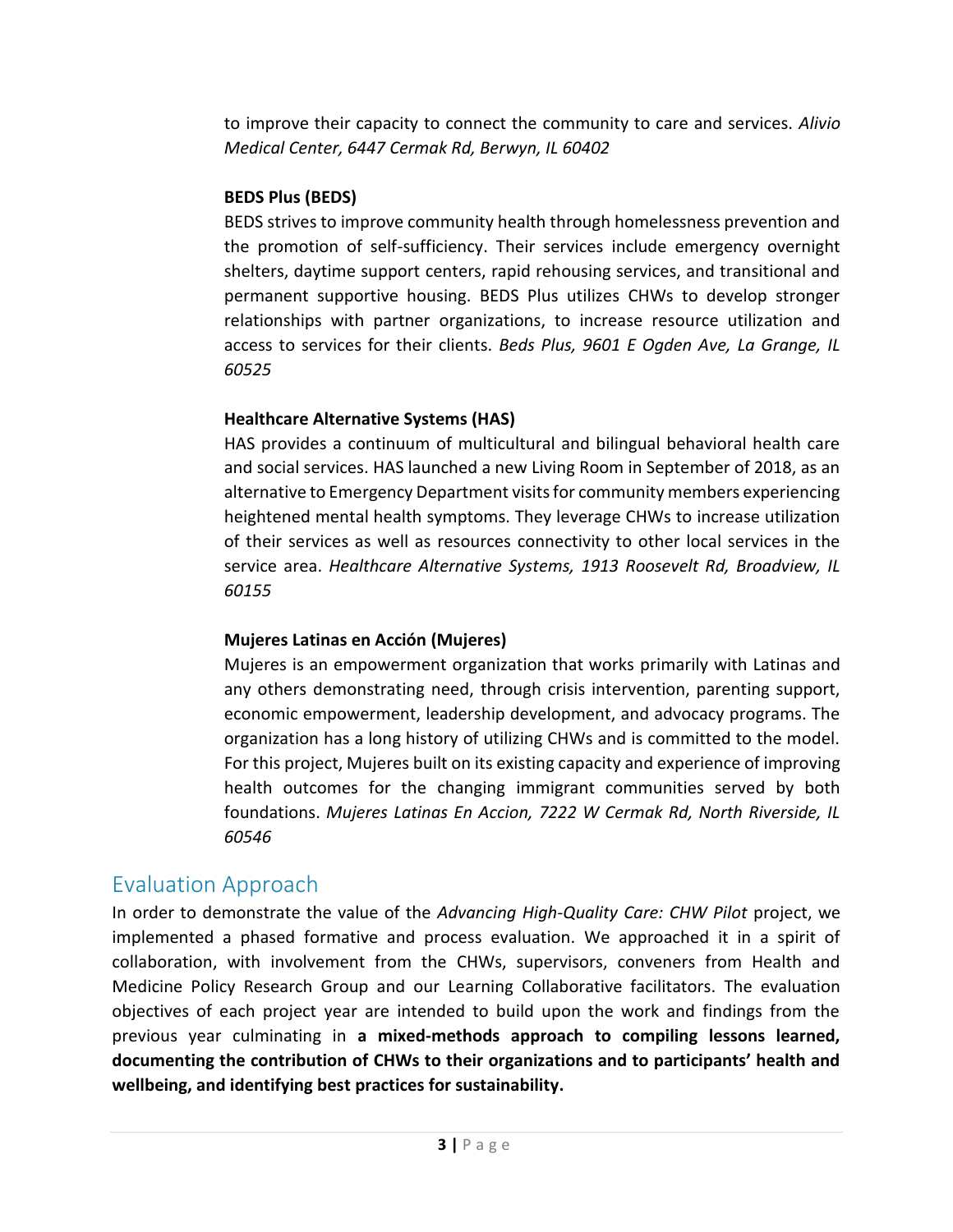to improve their capacity to connect the community to care and services. *Alivio Medical Center, 6447 Cermak Rd, Berwyn, IL 60402*

**BEDS Plus (BEDS)**

BEDS strives to improve community health through homelessness prevention and the promotion of self-sufficiency. Their services include emergency overnight shelters, daytime support centers, rapid rehousing services, and transitional and permanent supportive housing. BEDS Plus utilizes CHWs to develop stronger relationships with partner organizations, to increase resource utilization and access to services for their clients. *Beds Plus, 9601 E Ogden Ave, La Grange, IL 60525*

**Healthcare Alternative Systems (HAS)**

HAS provides a continuum of multicultural and bilingual behavioral health care and social services. HAS launched a new Living Room in September of 2018, as an alternative to Emergency Department visits for community members experiencing heightened mental health symptoms. They leverage CHWs to increase utilization of their services as well as resources connectivity to other local services in the service area. *Healthcare Alternative Systems, 1913 Roosevelt Rd, Broadview, IL 60155*

**Mujeres Latinas en Acción (Mujeres)**

Mujeres is an empowerment organization that works primarily with Latinas and any others demonstrating need, through crisis intervention, parenting support, economic empowerment, leadership development, and advocacy programs. The organization has a long history of utilizing CHWs and is committed to the model. For this project, Mujeres built on its existing capacity and experience of improving health outcomes for the changing immigrant communities served by both foundations. *Mujeres Latinas En Accion, 7222 W Cermak Rd, North Riverside, IL 60546*

## Evaluation Approach

In order to demonstrate the value of the *Advancing High-Quality Care: CHW Pilot* project, we implemented a phased formative and process evaluation. We approached it in a spirit of collaboration, with involvement from the CHWs, supervisors, conveners from Health and Medicine Policy Research Group and our Learning Collaborative facilitators. The evaluation objectives of each project year are intended to build upon the work and findings from the previous year culminating in **a mixed-methods approach to compiling lessons learned, documenting the contribution of CHWs to their organizations and to participants' health and wellbeing, and identifying best practices for sustainability.**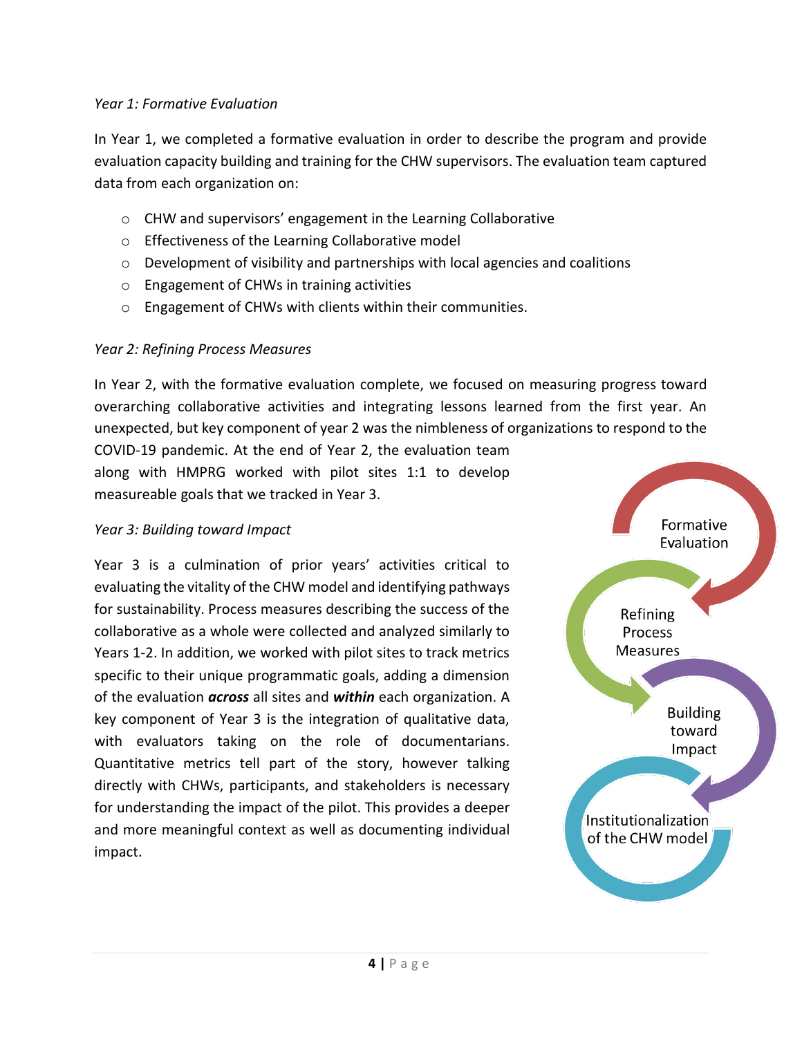*Year 1: Formative Evaluation*

In Year 1, we completed a formative evaluation in order to describe the program and provide evaluation capacity building and training for the CHW supervisors. The evaluation team captured data from each organization on:

- CHW and supervisors' engagement in the Learning Collaborative
- Effectiveness of the Learning Collaborative model
- Development of visibility and partnerships with local agencies and coalitions
- Engagement of CHWs in training activities
- Engagement of CHWs with clients within their communities.

*Year 2: Refining Process Measures*

In Year 2, with the formative evaluation complete, we focused on measuring progress toward overarching collaborative activities and integrating lessons learned from the first year. An unexpected, but key component of year 2 was the nimbleness of organizations to respond to the COVID-19 pandemic. At the end of Year 2, the evaluation team along with HMPRG worked with pilot sites 1:1 to develop measureable goals that we tracked in Year 3.

*Year 3: Building toward Impact*

Year 3 is a culmination of prior years' activities critical to evaluating the vitality of the CHW model and identifying pathways for sustainability. Process measures describing the success of the collaborative as a whole were collected and analyzed similarly to Years 1-2. In addition, we worked with pilot sites to track metrics specific to their unique programmatic goals, adding a dimension of the evaluation ***across*** all sites and ***within*** each organization. A key component of Year 3 is the integration of qualitative data, with evaluators taking on the role of documentarians. Quantitative metrics tell part of the story, however talking directly with CHWs, participants, and stakeholders is necessary for understanding the impact of the pilot. This provides a deeper and more meaningful context as well as documenting individual impact.

Formative Evaluation → Refining Process Measures → Building toward Impact → Institutionalization of the CHW model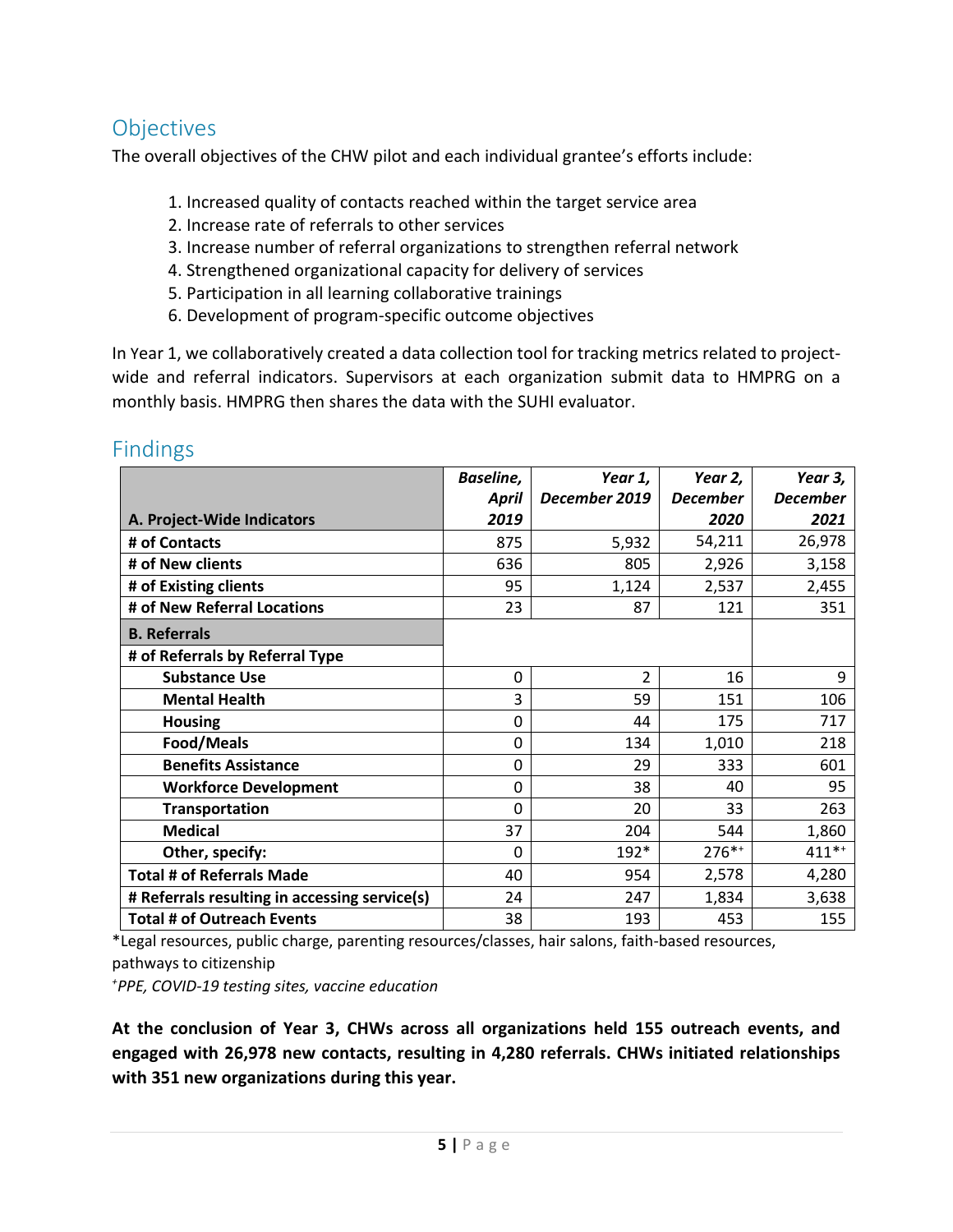## Objectives

The overall objectives of the CHW pilot and each individual grantee's efforts include:

1. Increased quality of contacts reached within the target service area
2. Increase rate of referrals to other services
3. Increase number of referral organizations to strengthen referral network
4. Strengthened organizational capacity for delivery of services
5. Participation in all learning collaborative trainings
6. Development of program-specific outcome objectives

In Year 1, we collaboratively created a data collection tool for tracking metrics related to project-wide and referral indicators. Supervisors at each organization submit data to HMPRG on a monthly basis. HMPRG then shares the data with the SUHI evaluator.

## Findings

| **A. Project-Wide Indicators** | ***Baseline, April 2019*** | ***Year 1, December 2019*** | ***Year 2, December 2020*** | ***Year 3, December 2021*** |
|---|---|---|---|---|
| **# of Contacts** | 875 | 5,932 | 54,211 | 26,978 |
| **# of New clients** | 636 | 805 | 2,926 | 3,158 |
| **# of Existing clients** | 95 | 1,124 | 2,537 | 2,455 |
| **# of New Referral Locations** | 23 | 87 | 121 | 351 |
| **B. Referrals** | | | | |
| **# of Referrals by Referral Type** | | | | |
| **Substance Use** | 0 | 2 | 16 | 9 |
| **Mental Health** | 3 | 59 | 151 | 106 |
| **Housing** | 0 | 44 | 175 | 717 |
| **Food/Meals** | 0 | 134 | 1,010 | 218 |
| **Benefits Assistance** | 0 | 29 | 333 | 601 |
| **Workforce Development** | 0 | 38 | 40 | 95 |
| **Transportation** | 0 | 20 | 33 | 263 |
| **Medical** | 37 | 204 | 544 | 1,860 |
| **Other, specify:** | 0 | 192* | 276*+ | 411*+ |
| **Total # of Referrals Made** | 40 | 954 | 2,578 | 4,280 |
| **# Referrals resulting in accessing service(s)** | 24 | 247 | 1,834 | 3,638 |
| **Total # of Outreach Events** | 38 | 193 | 453 | 155 |

*Legal resources, public charge, parenting resources/classes, hair salons, faith-based resources, pathways to citizenship

+*PPE, COVID-19 testing sites, vaccine education*

**At the conclusion of Year 3, CHWs across all organizations held 155 outreach events, and engaged with 26,978 new contacts, resulting in 4,280 referrals. CHWs initiated relationships with 351 new organizations during this year.**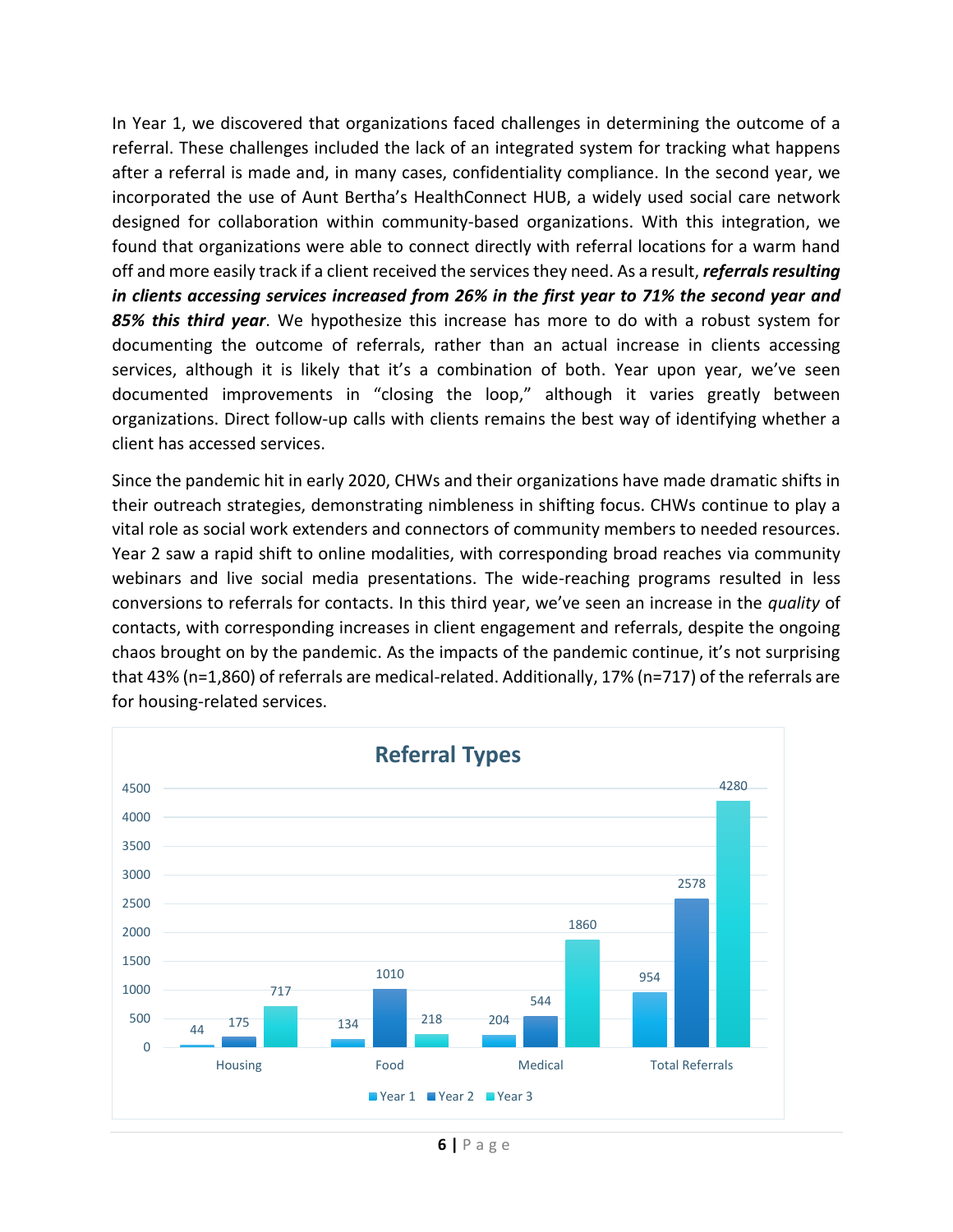In Year 1, we discovered that organizations faced challenges in determining the outcome of a referral. These challenges included the lack of an integrated system for tracking what happens after a referral is made and, in many cases, confidentiality compliance. In the second year, we incorporated the use of Aunt Bertha's HealthConnect HUB, a widely used social care network designed for collaboration within community-based organizations. With this integration, we found that organizations were able to connect directly with referral locations for a warm hand off and more easily track if a client received the services they need. As a result, ***referrals resulting in clients accessing services increased from 26% in the first year to 71% the second year and 85% this third year***. We hypothesize this increase has more to do with a robust system for documenting the outcome of referrals, rather than an actual increase in clients accessing services, although it is likely that it's a combination of both. Year upon year, we've seen documented improvements in "closing the loop," although it varies greatly between organizations. Direct follow-up calls with clients remains the best way of identifying whether a client has accessed services.

Since the pandemic hit in early 2020, CHWs and their organizations have made dramatic shifts in their outreach strategies, demonstrating nimbleness in shifting focus. CHWs continue to play a vital role as social work extenders and connectors of community members to needed resources. Year 2 saw a rapid shift to online modalities, with corresponding broad reaches via community webinars and live social media presentations. The wide-reaching programs resulted in less conversions to referrals for contacts. In this third year, we've seen an increase in the *quality* of contacts, with corresponding increases in client engagement and referrals, despite the ongoing chaos brought on by the pandemic. As the impacts of the pandemic continue, it's not surprising that 43% (n=1,860) of referrals are medical-related. Additionally, 17% (n=717) of the referrals are for housing-related services.

**Referral Types**

| | Year 1 | Year 2 | Year 3 |
|---|---|---|---|
| Housing | 44 | 175 | 717 |
| Food | 134 | 1010 | 218 |
| Medical | 204 | 544 | 1860 |
| Total Referrals | 954 | 2578 | 4280 |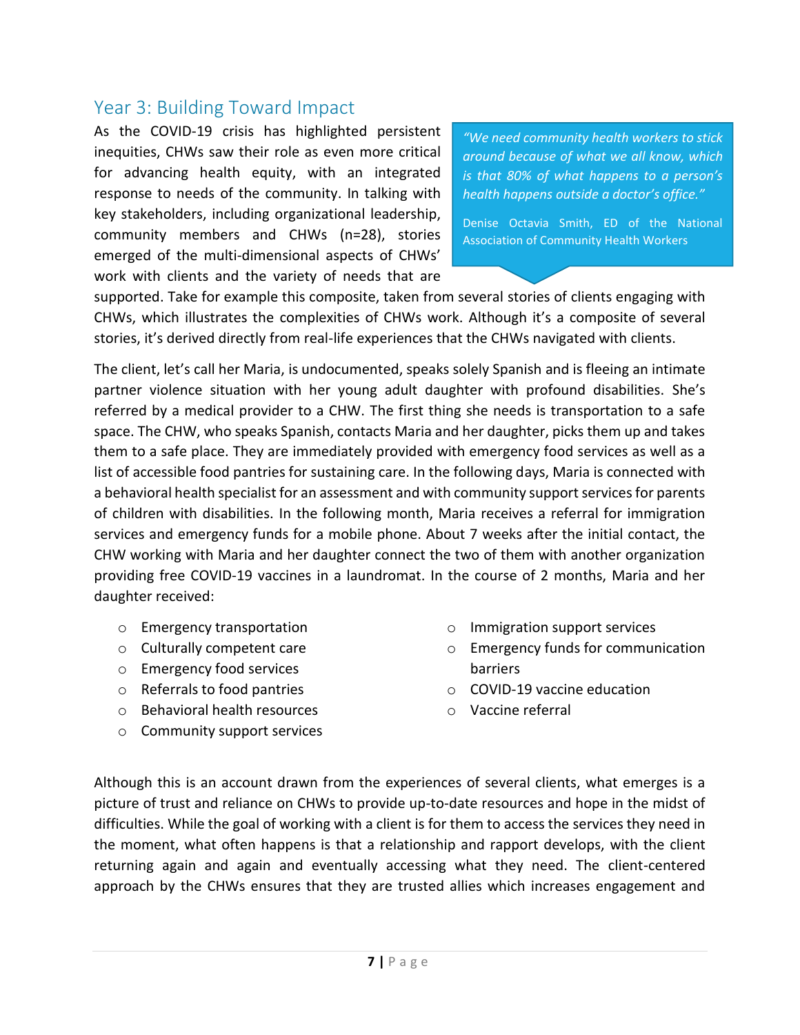## Year 3: Building Toward Impact

> *"We need community health workers to stick around because of what we all know, which is that 80% of what happens to a person's health happens outside a doctor's office."*
>
> Denise Octavia Smith, ED of the National Association of Community Health Workers

As the COVID-19 crisis has highlighted persistent inequities, CHWs saw their role as even more critical for advancing health equity, with an integrated response to needs of the community. In talking with key stakeholders, including organizational leadership, community members and CHWs (n=28), stories emerged of the multi-dimensional aspects of CHWs' work with clients and the variety of needs that are supported. Take for example this composite, taken from several stories of clients engaging with CHWs, which illustrates the complexities of CHWs work. Although it's a composite of several stories, it's derived directly from real-life experiences that the CHWs navigated with clients.

The client, let's call her Maria, is undocumented, speaks solely Spanish and is fleeing an intimate partner violence situation with her young adult daughter with profound disabilities. She's referred by a medical provider to a CHW. The first thing she needs is transportation to a safe space. The CHW, who speaks Spanish, contacts Maria and her daughter, picks them up and takes them to a safe place. They are immediately provided with emergency food services as well as a list of accessible food pantries for sustaining care. In the following days, Maria is connected with a behavioral health specialist for an assessment and with community support services for parents of children with disabilities. In the following month, Maria receives a referral for immigration services and emergency funds for a mobile phone. About 7 weeks after the initial contact, the CHW working with Maria and her daughter connect the two of them with another organization providing free COVID-19 vaccines in a laundromat. In the course of 2 months, Maria and her daughter received:

- Emergency transportation
- Culturally competent care
- Emergency food services
- Referrals to food pantries
- Behavioral health resources
- Community support services
- Immigration support services
- Emergency funds for communication barriers
- COVID-19 vaccine education
- Vaccine referral

Although this is an account drawn from the experiences of several clients, what emerges is a picture of trust and reliance on CHWs to provide up-to-date resources and hope in the midst of difficulties. While the goal of working with a client is for them to access the services they need in the moment, what often happens is that a relationship and rapport develops, with the client returning again and again and eventually accessing what they need. The client-centered approach by the CHWs ensures that they are trusted allies which increases engagement and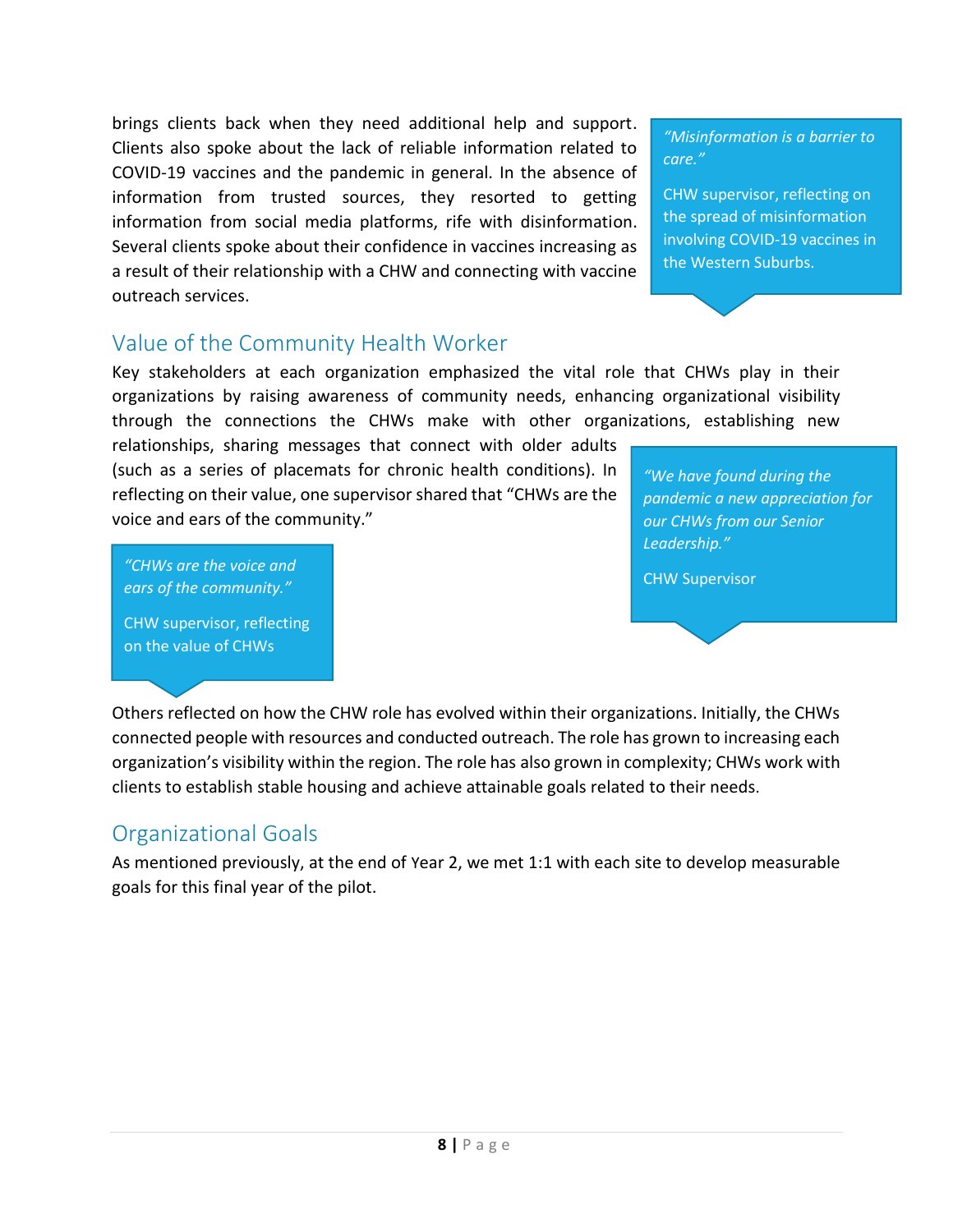brings clients back when they need additional help and support. Clients also spoke about the lack of reliable information related to COVID-19 vaccines and the pandemic in general. In the absence of information from trusted sources, they resorted to getting information from social media platforms, rife with disinformation. Several clients spoke about their confidence in vaccines increasing as a result of their relationship with a CHW and connecting with vaccine outreach services.

> *"Misinformation is a barrier to care."*
>
> CHW supervisor, reflecting on the spread of misinformation involving COVID-19 vaccines in the Western Suburbs.

## Value of the Community Health Worker

Key stakeholders at each organization emphasized the vital role that CHWs play in their organizations by raising awareness of community needs, enhancing organizational visibility through the connections the CHWs make with other organizations, establishing new relationships, sharing messages that connect with older adults (such as a series of placemats for chronic health conditions). In reflecting on their value, one supervisor shared that "CHWs are the voice and ears of the community."

> *"We have found during the pandemic a new appreciation for our CHWs from our Senior Leadership."*
>
> CHW Supervisor

> *"CHWs are the voice and ears of the community."*
>
> CHW supervisor, reflecting on the value of CHWs

Others reflected on how the CHW role has evolved within their organizations. Initially, the CHWs connected people with resources and conducted outreach. The role has grown to increasing each organization's visibility within the region. The role has also grown in complexity; CHWs work with clients to establish stable housing and achieve attainable goals related to their needs.

## Organizational Goals

As mentioned previously, at the end of Year 2, we met 1:1 with each site to develop measurable goals for this final year of the pilot.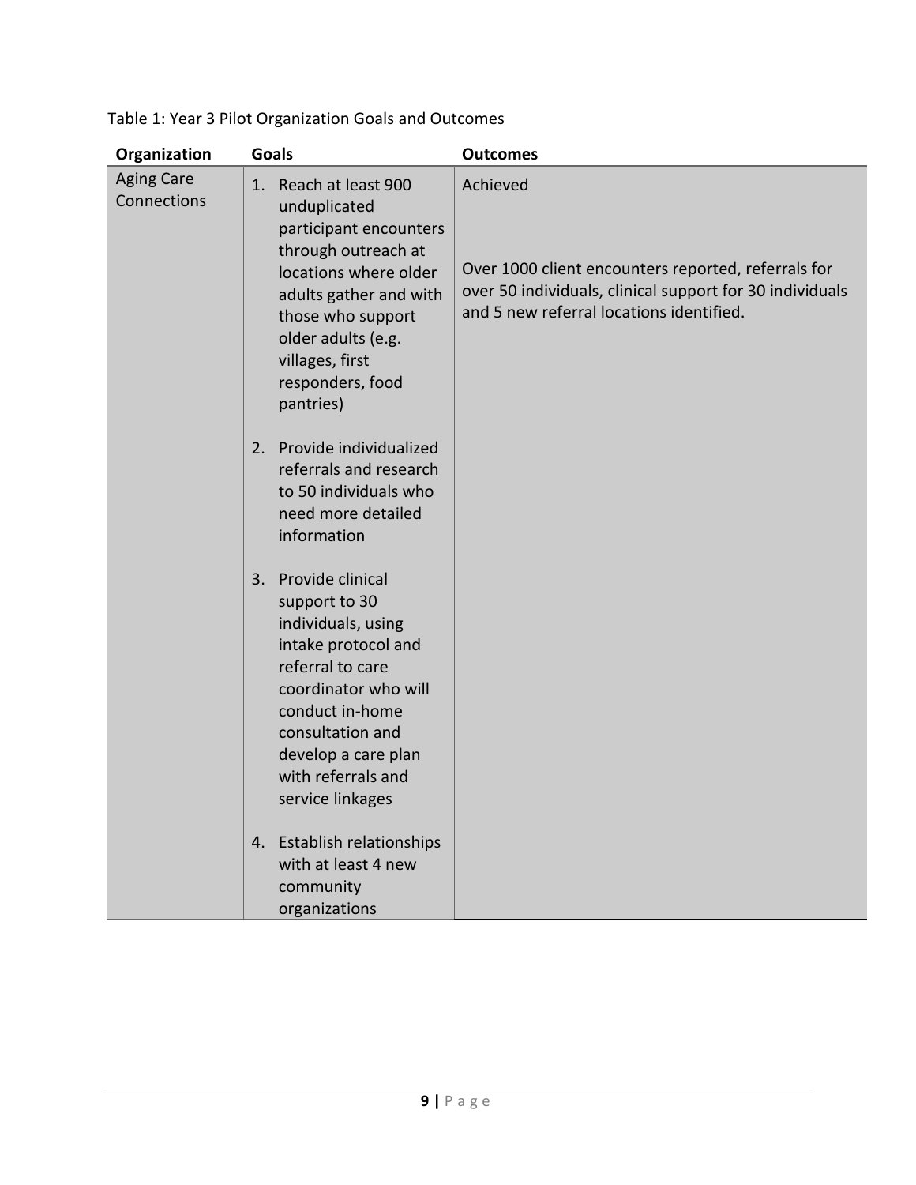Table 1: Year 3 Pilot Organization Goals and Outcomes

| Organization | Goals | Outcomes |
| --- | --- | --- |
| Aging Care Connections | 1. Reach at least 900 unduplicated participant encounters through outreach at locations where older adults gather and with those who support older adults (e.g. villages, first responders, food pantries)<br><br>2. Provide individualized referrals and research to 50 individuals who need more detailed information<br><br>3. Provide clinical support to 30 individuals, using intake protocol and referral to care coordinator who will conduct in-home consultation and develop a care plan with referrals and service linkages<br><br>4. Establish relationships with at least 4 new community organizations | Achieved<br><br>Over 1000 client encounters reported, referrals for over 50 individuals, clinical support for 30 individuals and 5 new referral locations identified. |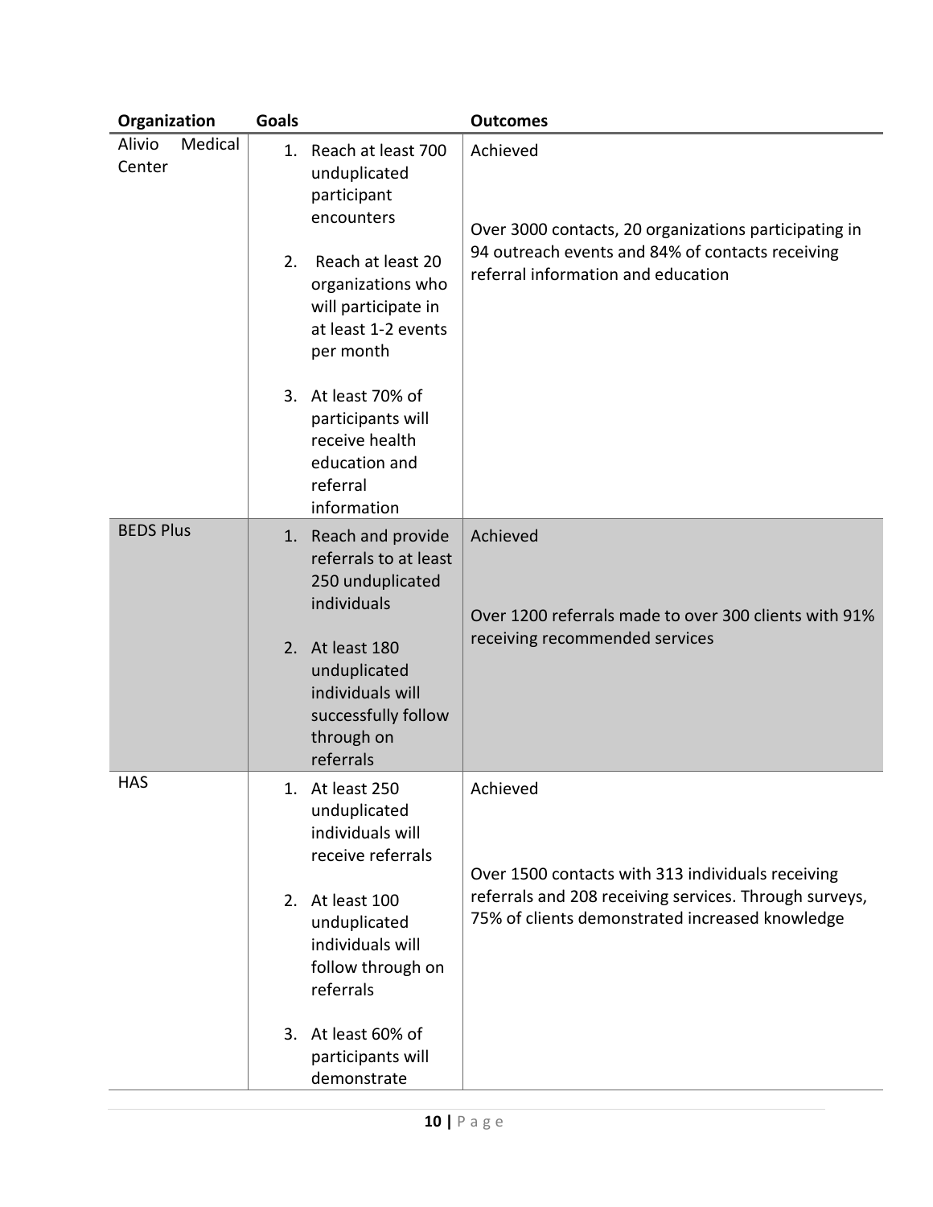| Organization | Goals | Outcomes |
|---|---|---|
| Alivio Medical Center | 1. Reach at least 700 unduplicated participant encounters<br><br>2. Reach at least 20 organizations who will participate in at least 1-2 events per month<br><br>3. At least 70% of participants will receive health education and referral information | Achieved<br><br>Over 3000 contacts, 20 organizations participating in 94 outreach events and 84% of contacts receiving referral information and education |
| BEDS Plus | 1. Reach and provide referrals to at least 250 unduplicated individuals<br><br>2. At least 180 unduplicated individuals will successfully follow through on referrals | Achieved<br><br>Over 1200 referrals made to over 300 clients with 91% receiving recommended services |
| HAS | 1. At least 250 unduplicated individuals will receive referrals<br><br>2. At least 100 unduplicated individuals will follow through on referrals<br><br>3. At least 60% of participants will demonstrate | Achieved<br><br>Over 1500 contacts with 313 individuals receiving referrals and 208 receiving services. Through surveys, 75% of clients demonstrated increased knowledge |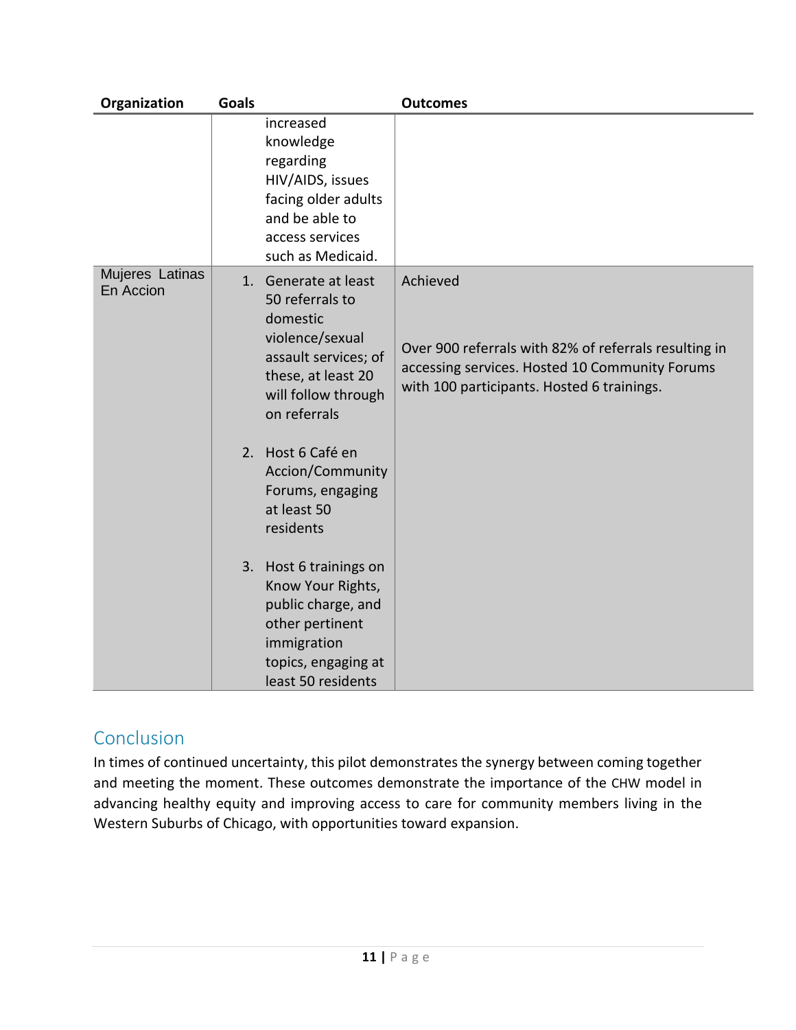| Organization | Goals | Outcomes |
|---|---|---|
| | increased knowledge regarding HIV/AIDS, issues facing older adults and be able to access services such as Medicaid. | |
| Mujeres Latinas En Accion | 1. Generate at least 50 referrals to domestic violence/sexual assault services; of these, at least 20 will follow through on referrals<br><br>2. Host 6 Café en Accion/Community Forums, engaging at least 50 residents<br><br>3. Host 6 trainings on Know Your Rights, public charge, and other pertinent immigration topics, engaging at least 50 residents | Achieved<br><br>Over 900 referrals with 82% of referrals resulting in accessing services. Hosted 10 Community Forums with 100 participants. Hosted 6 trainings. |

## Conclusion

In times of continued uncertainty, this pilot demonstrates the synergy between coming together and meeting the moment. These outcomes demonstrate the importance of the CHW model in advancing healthy equity and improving access to care for community members living in the Western Suburbs of Chicago, with opportunities toward expansion.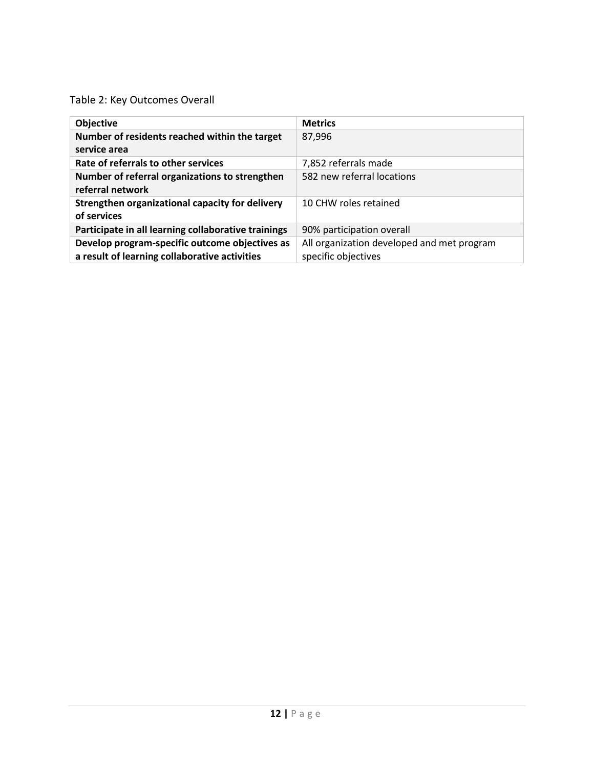Table 2: Key Outcomes Overall

| **Objective** | **Metrics** |
| --- | --- |
| **Number of residents reached within the target service area** | 87,996 |
| **Rate of referrals to other services** | 7,852 referrals made |
| **Number of referral organizations to strengthen referral network** | 582 new referral locations |
| **Strengthen organizational capacity for delivery of services** | 10 CHW roles retained |
| **Participate in all learning collaborative trainings** | 90% participation overall |
| **Develop program-specific outcome objectives as a result of learning collaborative activities** | All organization developed and met program specific objectives |